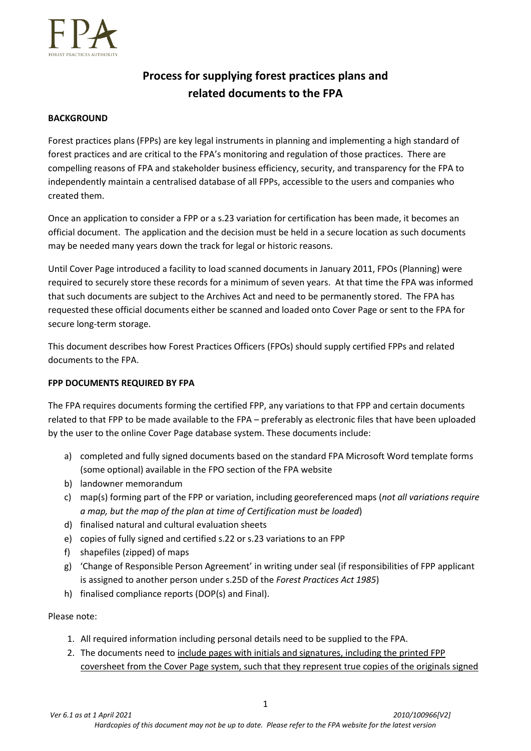# Process for supplying forest practices plans and related documents to the FPA

**BACKGROUND**

Forest practices plans (FPPs) are key legal instruments in planning and implementing a high standard of forest practices and are critical to the FPA's monitoring and regulation of those practices. There are compelling reasons of FPA and stakeholder business efficiency, security, and transparency for the FPA to independently maintain a centralised database of all FPPs, accessible to the users and companies who created them.

Once an application to consider a FPP or a s.23 variation for certification has been made, it becomes an official document. The application and the decision must be held in a secure location as such documents may be needed many years down the track for legal or historic reasons.

Until Cover Page introduced a facility to load scanned documents in January 2011, FPOs (Planning) were required to securely store these records for a minimum of seven years. At that time the FPA was informed that such documents are subject to the Archives Act and need to be permanently stored. The FPA has requested these official documents either be scanned and loaded onto Cover Page or sent to the FPA for secure long-term storage.

This document describes how Forest Practices Officers (FPOs) should supply certified FPPs and related documents to the FPA.

**FPP DOCUMENTS REQUIRED BY FPA**

The FPA requires documents forming the certified FPP, any variations to that FPP and certain documents related to that FPP to be made available to the FPA – preferably as electronic files that have been uploaded by the user to the online Cover Page database system. These documents include:

a) completed and fully signed documents based on the standard FPA Microsoft Word template forms (some optional) available in the FPO section of the FPA website
b) landowner memorandum
c) map(s) forming part of the FPP or variation, including georeferenced maps (*not all variations require a map, but the map of the plan at time of Certification must be loaded*)
d) finalised natural and cultural evaluation sheets
e) copies of fully signed and certified s.22 or s.23 variations to an FPP
f) shapefiles (zipped) of maps
g) 'Change of Responsible Person Agreement' in writing under seal (if responsibilities of FPP applicant is assigned to another person under s.25D of the *Forest Practices Act 1985*)
h) finalised compliance reports (DOP(s) and Final).

Please note:

1. All required information including personal details need to be supplied to the FPA.
2. The documents need to <u>include pages with initials and signatures, including the printed FPP coversheet from the Cover Page system, such that they represent true copies of the originals signed</u>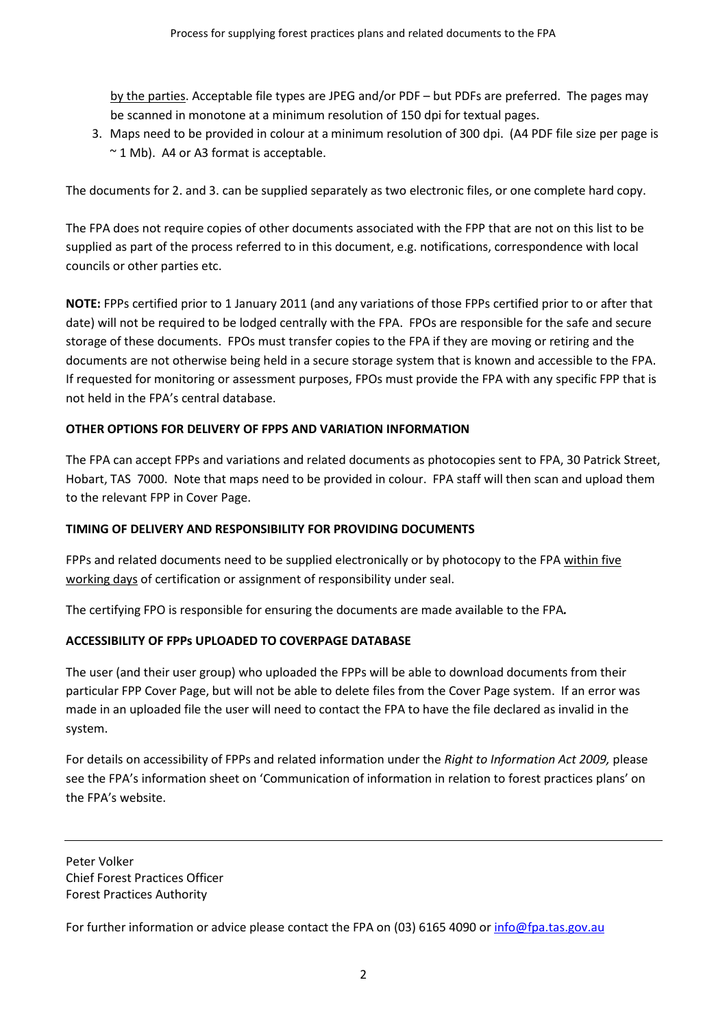by the parties. Acceptable file types are JPEG and/or PDF – but PDFs are preferred. The pages may be scanned in monotone at a minimum resolution of 150 dpi for textual pages.

3. Maps need to be provided in colour at a minimum resolution of 300 dpi. (A4 PDF file size per page is ~ 1 Mb). A4 or A3 format is acceptable.

The documents for 2. and 3. can be supplied separately as two electronic files, or one complete hard copy.

The FPA does not require copies of other documents associated with the FPP that are not on this list to be supplied as part of the process referred to in this document, e.g. notifications, correspondence with local councils or other parties etc.

**NOTE:** FPPs certified prior to 1 January 2011 (and any variations of those FPPs certified prior to or after that date) will not be required to be lodged centrally with the FPA. FPOs are responsible for the safe and secure storage of these documents. FPOs must transfer copies to the FPA if they are moving or retiring and the documents are not otherwise being held in a secure storage system that is known and accessible to the FPA. If requested for monitoring or assessment purposes, FPOs must provide the FPA with any specific FPP that is not held in the FPA's central database.

**OTHER OPTIONS FOR DELIVERY OF FPPS AND VARIATION INFORMATION**

The FPA can accept FPPs and variations and related documents as photocopies sent to FPA, 30 Patrick Street, Hobart, TAS 7000. Note that maps need to be provided in colour. FPA staff will then scan and upload them to the relevant FPP in Cover Page.

**TIMING OF DELIVERY AND RESPONSIBILITY FOR PROVIDING DOCUMENTS**

FPPs and related documents need to be supplied electronically or by photocopy to the FPA within five working days of certification or assignment of responsibility under seal.

The certifying FPO is responsible for ensuring the documents are made available to the FPA.

**ACCESSIBILITY OF FPPs UPLOADED TO COVERPAGE DATABASE**

The user (and their user group) who uploaded the FPPs will be able to download documents from their particular FPP Cover Page, but will not be able to delete files from the Cover Page system. If an error was made in an uploaded file the user will need to contact the FPA to have the file declared as invalid in the system.

For details on accessibility of FPPs and related information under the *Right to Information Act 2009,* please see the FPA's information sheet on 'Communication of information in relation to forest practices plans' on the FPA's website.

---

Peter Volker
Chief Forest Practices Officer
Forest Practices Authority

For further information or advice please contact the FPA on (03) 6165 4090 or info@fpa.tas.gov.au